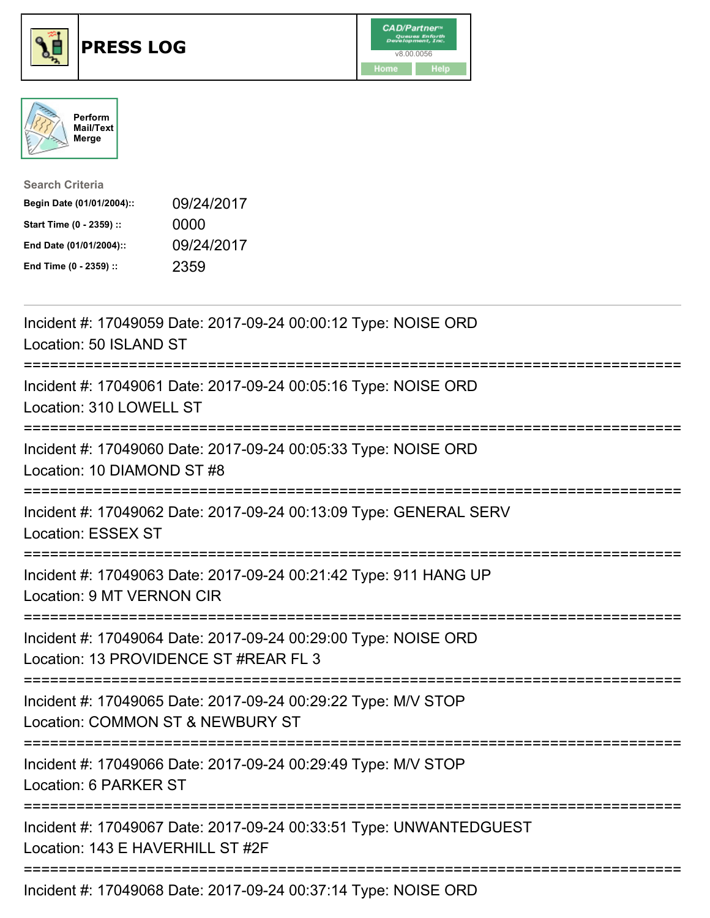# PRESS LOG

CAD/Partner™
v8.00.0056
Home Help

Perform Mail/Text Merge

**Search Criteria**

| | |
|---|---|
| **Begin Date (01/01/2004)::** | 09/24/2017 |
| **Start Time (0 - 2359) ::** | 0000 |
| **End Date (01/01/2004)::** | 09/24/2017 |
| **End Time (0 - 2359) ::** | 2359 |

---

Incident #: 17049059 Date: 2017-09-24 00:00:12 Type: NOISE ORD
Location: 50 ISLAND ST

===========================================================================

Incident #: 17049061 Date: 2017-09-24 00:05:16 Type: NOISE ORD
Location: 310 LOWELL ST

===========================================================================

Incident #: 17049060 Date: 2017-09-24 00:05:33 Type: NOISE ORD
Location: 10 DIAMOND ST #8

===========================================================================

Incident #: 17049062 Date: 2017-09-24 00:13:09 Type: GENERAL SERV
Location: ESSEX ST

===========================================================================

Incident #: 17049063 Date: 2017-09-24 00:21:42 Type: 911 HANG UP
Location: 9 MT VERNON CIR

===========================================================================

Incident #: 17049064 Date: 2017-09-24 00:29:00 Type: NOISE ORD
Location: 13 PROVIDENCE ST #REAR FL 3

===========================================================================

Incident #: 17049065 Date: 2017-09-24 00:29:22 Type: M/V STOP
Location: COMMON ST & NEWBURY ST

===========================================================================

Incident #: 17049066 Date: 2017-09-24 00:29:49 Type: M/V STOP
Location: 6 PARKER ST

===========================================================================

Incident #: 17049067 Date: 2017-09-24 00:33:51 Type: UNWANTEDGUEST
Location: 143 E HAVERHILL ST #2F

===========================================================================

Incident #: 17049068 Date: 2017-09-24 00:37:14 Type: NOISE ORD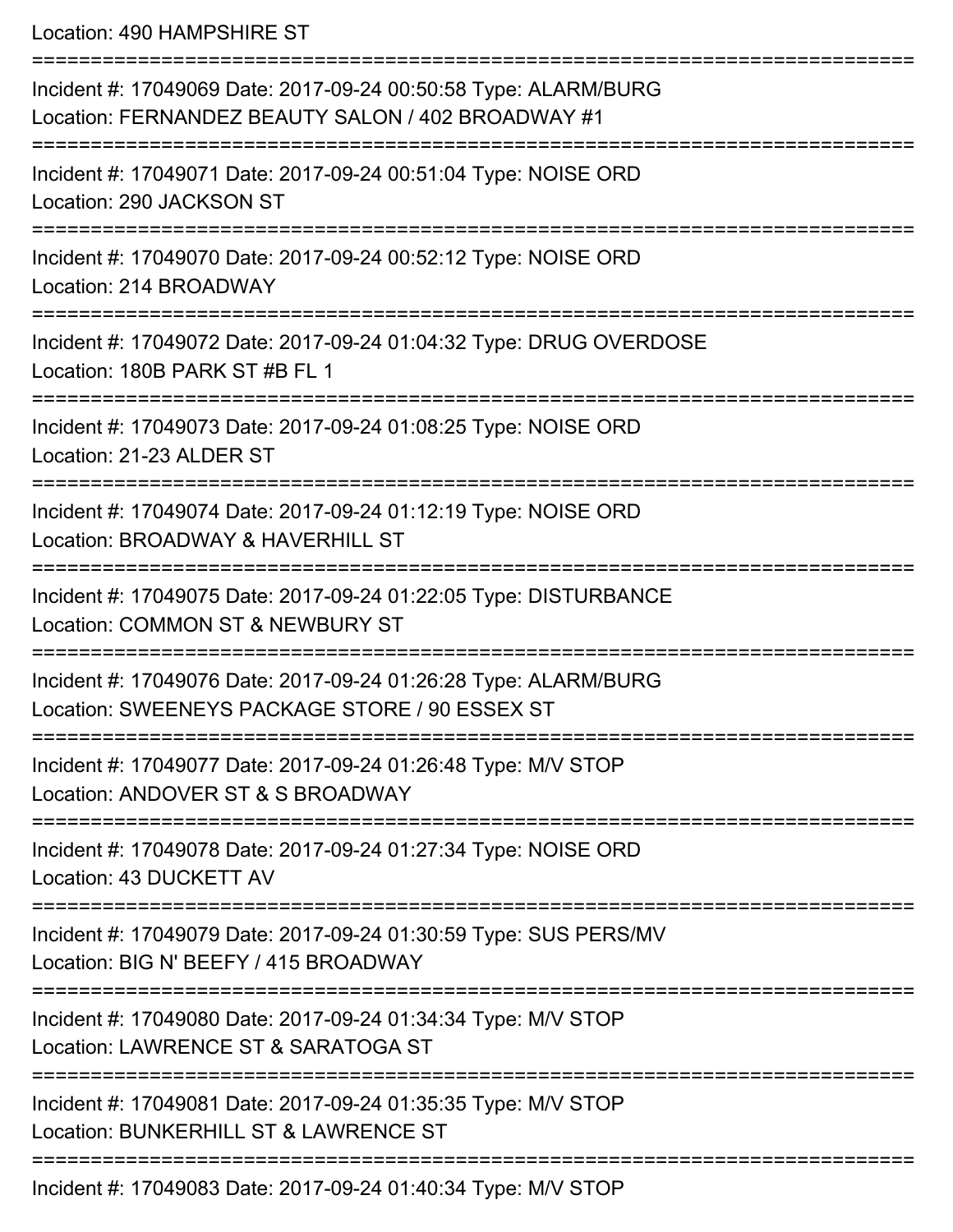Location: 490 HAMPSHIRE ST

===========================================================================

Incident #: 17049069 Date: 2017-09-24 00:50:58 Type: ALARM/BURG
Location: FERNANDEZ BEAUTY SALON / 402 BROADWAY #1

===========================================================================

Incident #: 17049071 Date: 2017-09-24 00:51:04 Type: NOISE ORD
Location: 290 JACKSON ST

===========================================================================

Incident #: 17049070 Date: 2017-09-24 00:52:12 Type: NOISE ORD
Location: 214 BROADWAY

===========================================================================

Incident #: 17049072 Date: 2017-09-24 01:04:32 Type: DRUG OVERDOSE
Location: 180B PARK ST #B FL 1

===========================================================================

Incident #: 17049073 Date: 2017-09-24 01:08:25 Type: NOISE ORD
Location: 21-23 ALDER ST

===========================================================================

Incident #: 17049074 Date: 2017-09-24 01:12:19 Type: NOISE ORD
Location: BROADWAY & HAVERHILL ST

===========================================================================

Incident #: 17049075 Date: 2017-09-24 01:22:05 Type: DISTURBANCE
Location: COMMON ST & NEWBURY ST

===========================================================================

Incident #: 17049076 Date: 2017-09-24 01:26:28 Type: ALARM/BURG
Location: SWEENEYS PACKAGE STORE / 90 ESSEX ST

===========================================================================

Incident #: 17049077 Date: 2017-09-24 01:26:48 Type: M/V STOP
Location: ANDOVER ST & S BROADWAY

===========================================================================

Incident #: 17049078 Date: 2017-09-24 01:27:34 Type: NOISE ORD
Location: 43 DUCKETT AV

===========================================================================

Incident #: 17049079 Date: 2017-09-24 01:30:59 Type: SUS PERS/MV
Location: BIG N' BEEFY / 415 BROADWAY

===========================================================================

Incident #: 17049080 Date: 2017-09-24 01:34:34 Type: M/V STOP
Location: LAWRENCE ST & SARATOGA ST

===========================================================================

Incident #: 17049081 Date: 2017-09-24 01:35:35 Type: M/V STOP
Location: BUNKERHILL ST & LAWRENCE ST

===========================================================================

Incident #: 17049083 Date: 2017-09-24 01:40:34 Type: M/V STOP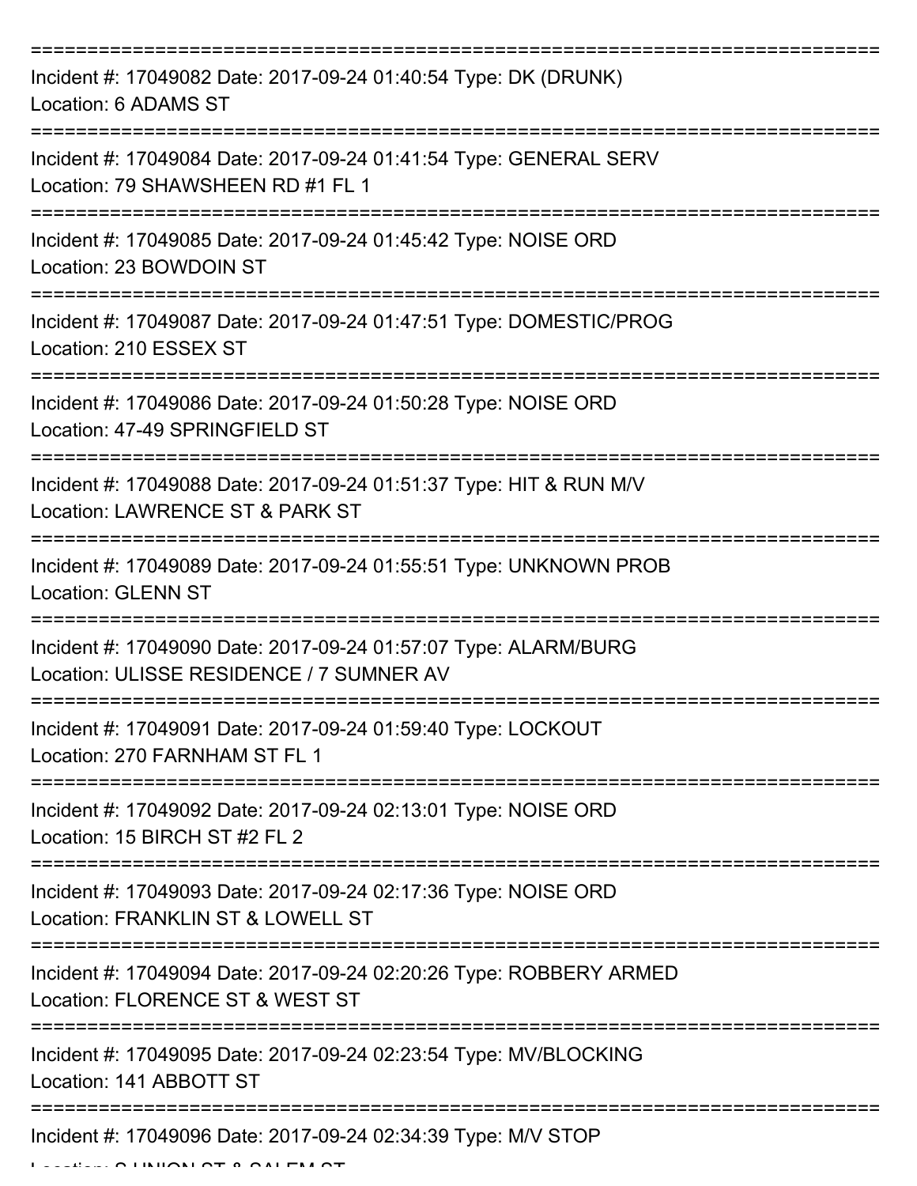===========================================================================

Incident #: 17049082 Date: 2017-09-24 01:40:54 Type: DK (DRUNK)
Location: 6 ADAMS ST

===========================================================================

Incident #: 17049084 Date: 2017-09-24 01:41:54 Type: GENERAL SERV
Location: 79 SHAWSHEEN RD #1 FL 1

===========================================================================

Incident #: 17049085 Date: 2017-09-24 01:45:42 Type: NOISE ORD
Location: 23 BOWDOIN ST

===========================================================================

Incident #: 17049087 Date: 2017-09-24 01:47:51 Type: DOMESTIC/PROG
Location: 210 ESSEX ST

===========================================================================

Incident #: 17049086 Date: 2017-09-24 01:50:28 Type: NOISE ORD
Location: 47-49 SPRINGFIELD ST

===========================================================================

Incident #: 17049088 Date: 2017-09-24 01:51:37 Type: HIT & RUN M/V
Location: LAWRENCE ST & PARK ST

===========================================================================

Incident #: 17049089 Date: 2017-09-24 01:55:51 Type: UNKNOWN PROB
Location: GLENN ST

===========================================================================

Incident #: 17049090 Date: 2017-09-24 01:57:07 Type: ALARM/BURG
Location: ULISSE RESIDENCE / 7 SUMNER AV

===========================================================================

Incident #: 17049091 Date: 2017-09-24 01:59:40 Type: LOCKOUT
Location: 270 FARNHAM ST FL 1

===========================================================================

Incident #: 17049092 Date: 2017-09-24 02:13:01 Type: NOISE ORD
Location: 15 BIRCH ST #2 FL 2

===========================================================================

Incident #: 17049093 Date: 2017-09-24 02:17:36 Type: NOISE ORD
Location: FRANKLIN ST & LOWELL ST

===========================================================================

Incident #: 17049094 Date: 2017-09-24 02:20:26 Type: ROBBERY ARMED
Location: FLORENCE ST & WEST ST

===========================================================================

Incident #: 17049095 Date: 2017-09-24 02:23:54 Type: MV/BLOCKING
Location: 141 ABBOTT ST

===========================================================================

Incident #: 17049096 Date: 2017-09-24 02:34:39 Type: M/V STOP
Location: S UNION ST & SALEM ST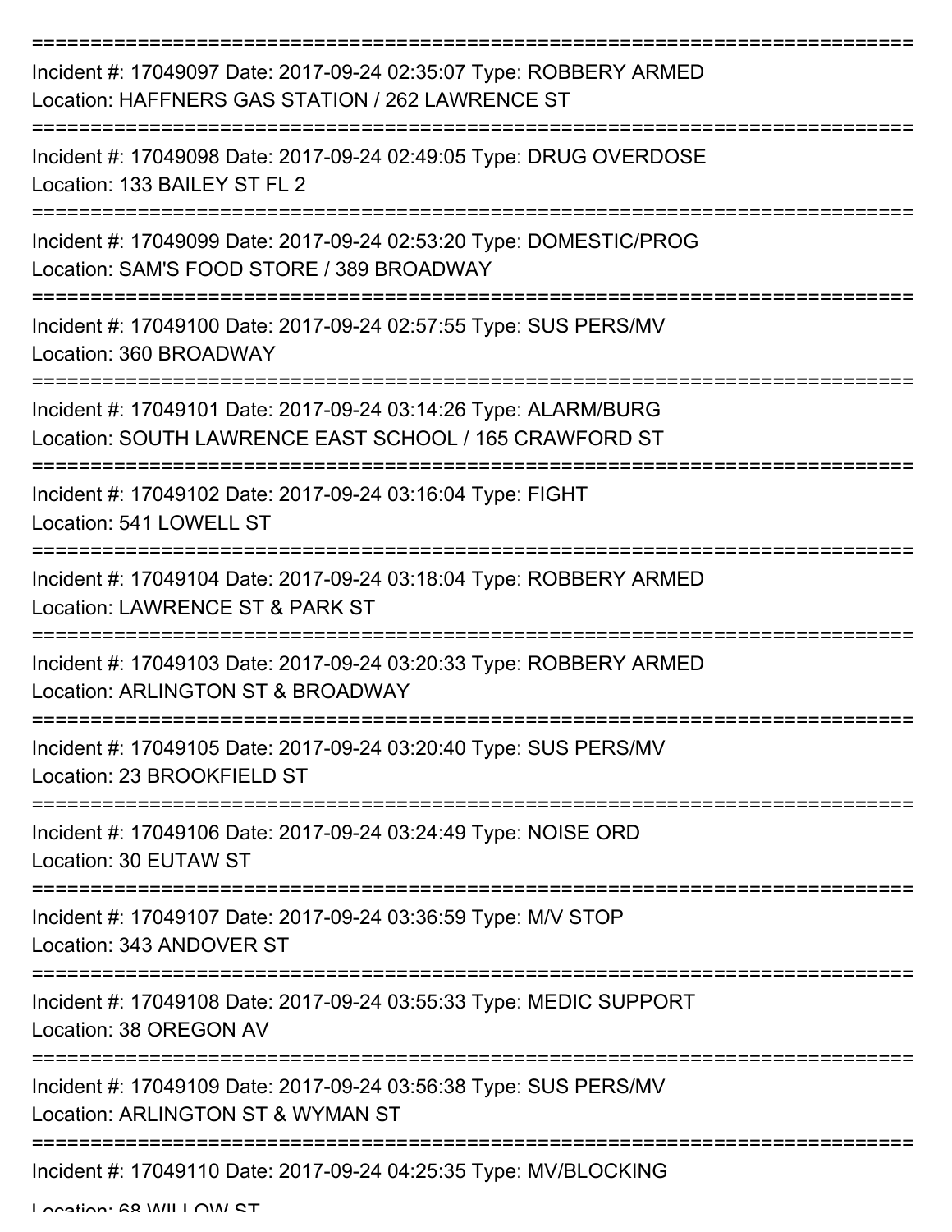===========================================================================

Incident #: 17049097 Date: 2017-09-24 02:35:07 Type: ROBBERY ARMED
Location: HAFFNERS GAS STATION / 262 LAWRENCE ST

===========================================================================

Incident #: 17049098 Date: 2017-09-24 02:49:05 Type: DRUG OVERDOSE
Location: 133 BAILEY ST FL 2

===========================================================================

Incident #: 17049099 Date: 2017-09-24 02:53:20 Type: DOMESTIC/PROG
Location: SAM'S FOOD STORE / 389 BROADWAY

===========================================================================

Incident #: 17049100 Date: 2017-09-24 02:57:55 Type: SUS PERS/MV
Location: 360 BROADWAY

===========================================================================

Incident #: 17049101 Date: 2017-09-24 03:14:26 Type: ALARM/BURG
Location: SOUTH LAWRENCE EAST SCHOOL / 165 CRAWFORD ST

===========================================================================

Incident #: 17049102 Date: 2017-09-24 03:16:04 Type: FIGHT
Location: 541 LOWELL ST

===========================================================================

Incident #: 17049104 Date: 2017-09-24 03:18:04 Type: ROBBERY ARMED
Location: LAWRENCE ST & PARK ST

===========================================================================

Incident #: 17049103 Date: 2017-09-24 03:20:33 Type: ROBBERY ARMED
Location: ARLINGTON ST & BROADWAY

===========================================================================

Incident #: 17049105 Date: 2017-09-24 03:20:40 Type: SUS PERS/MV
Location: 23 BROOKFIELD ST

===========================================================================

Incident #: 17049106 Date: 2017-09-24 03:24:49 Type: NOISE ORD
Location: 30 EUTAW ST

===========================================================================

Incident #: 17049107 Date: 2017-09-24 03:36:59 Type: M/V STOP
Location: 343 ANDOVER ST

===========================================================================

Incident #: 17049108 Date: 2017-09-24 03:55:33 Type: MEDIC SUPPORT
Location: 38 OREGON AV

===========================================================================

Incident #: 17049109 Date: 2017-09-24 03:56:38 Type: SUS PERS/MV
Location: ARLINGTON ST & WYMAN ST

===========================================================================

Incident #: 17049110 Date: 2017-09-24 04:25:35 Type: MV/BLOCKING
Location: 68 WILLOW ST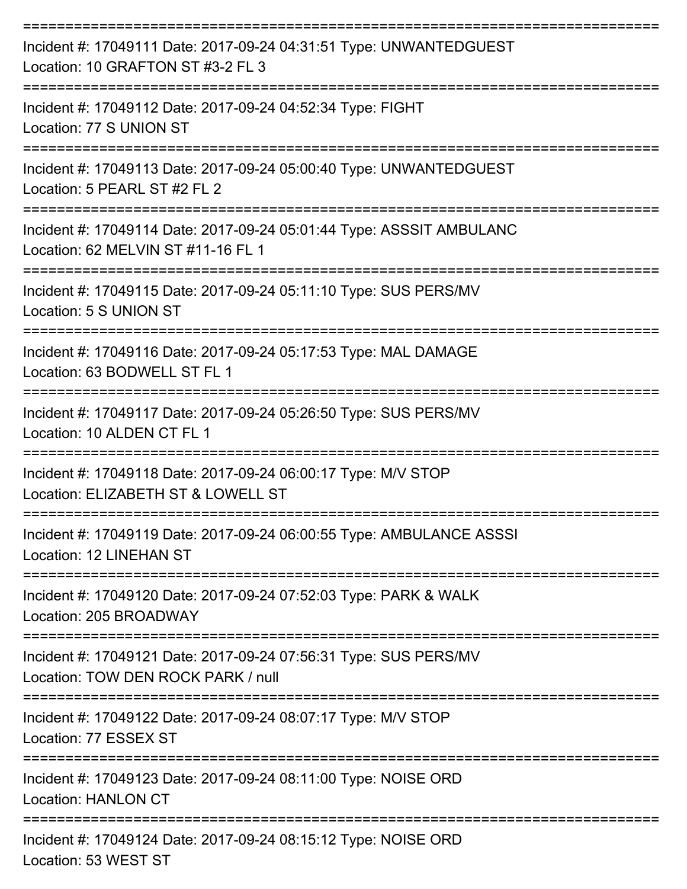===========================================================================

Incident #: 17049111 Date: 2017-09-24 04:31:51 Type: UNWANTEDGUEST
Location: 10 GRAFTON ST #3-2 FL 3

===========================================================================

Incident #: 17049112 Date: 2017-09-24 04:52:34 Type: FIGHT
Location: 77 S UNION ST

===========================================================================

Incident #: 17049113 Date: 2017-09-24 05:00:40 Type: UNWANTEDGUEST
Location: 5 PEARL ST #2 FL 2

===========================================================================

Incident #: 17049114 Date: 2017-09-24 05:01:44 Type: ASSSIT AMBULANC
Location: 62 MELVIN ST #11-16 FL 1

===========================================================================

Incident #: 17049115 Date: 2017-09-24 05:11:10 Type: SUS PERS/MV
Location: 5 S UNION ST

===========================================================================

Incident #: 17049116 Date: 2017-09-24 05:17:53 Type: MAL DAMAGE
Location: 63 BODWELL ST FL 1

===========================================================================

Incident #: 17049117 Date: 2017-09-24 05:26:50 Type: SUS PERS/MV
Location: 10 ALDEN CT FL 1

===========================================================================

Incident #: 17049118 Date: 2017-09-24 06:00:17 Type: M/V STOP
Location: ELIZABETH ST & LOWELL ST

===========================================================================

Incident #: 17049119 Date: 2017-09-24 06:00:55 Type: AMBULANCE ASSSI
Location: 12 LINEHAN ST

===========================================================================

Incident #: 17049120 Date: 2017-09-24 07:52:03 Type: PARK & WALK
Location: 205 BROADWAY

===========================================================================

Incident #: 17049121 Date: 2017-09-24 07:56:31 Type: SUS PERS/MV
Location: TOW DEN ROCK PARK / null

===========================================================================

Incident #: 17049122 Date: 2017-09-24 08:07:17 Type: M/V STOP
Location: 77 ESSEX ST

===========================================================================

Incident #: 17049123 Date: 2017-09-24 08:11:00 Type: NOISE ORD
Location: HANLON CT

===========================================================================

Incident #: 17049124 Date: 2017-09-24 08:15:12 Type: NOISE ORD
Location: 53 WEST ST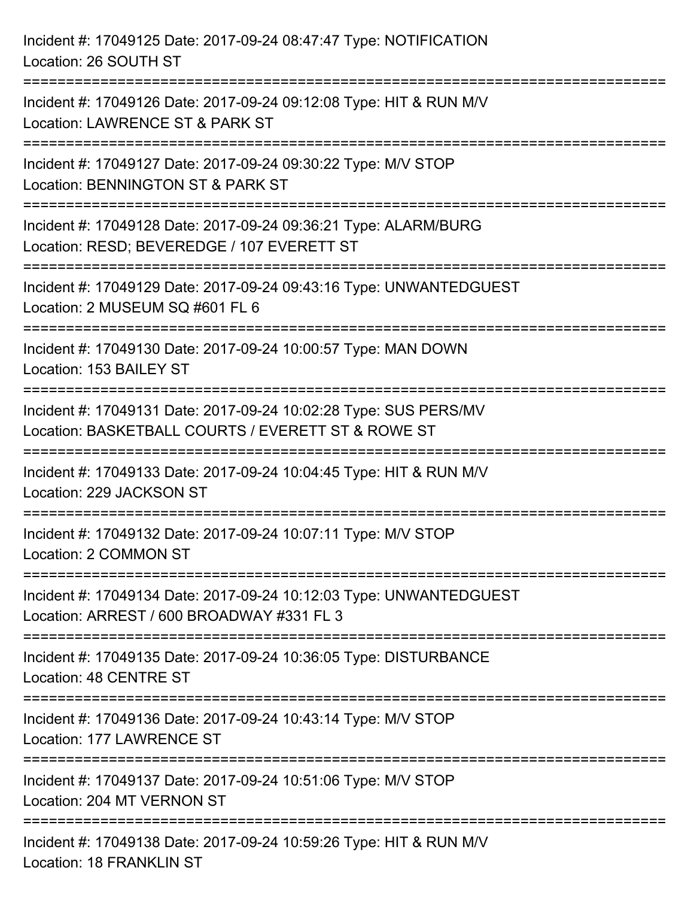Incident #: 17049125 Date: 2017-09-24 08:47:47 Type: NOTIFICATION
Location: 26 SOUTH ST

===========================================================================

Incident #: 17049126 Date: 2017-09-24 09:12:08 Type: HIT & RUN M/V
Location: LAWRENCE ST & PARK ST

===========================================================================

Incident #: 17049127 Date: 2017-09-24 09:30:22 Type: M/V STOP
Location: BENNINGTON ST & PARK ST

===========================================================================

Incident #: 17049128 Date: 2017-09-24 09:36:21 Type: ALARM/BURG
Location: RESD; BEVEREDGE / 107 EVERETT ST

===========================================================================

Incident #: 17049129 Date: 2017-09-24 09:43:16 Type: UNWANTEDGUEST
Location: 2 MUSEUM SQ #601 FL 6

===========================================================================

Incident #: 17049130 Date: 2017-09-24 10:00:57 Type: MAN DOWN
Location: 153 BAILEY ST

===========================================================================

Incident #: 17049131 Date: 2017-09-24 10:02:28 Type: SUS PERS/MV
Location: BASKETBALL COURTS / EVERETT ST & ROWE ST

===========================================================================

Incident #: 17049133 Date: 2017-09-24 10:04:45 Type: HIT & RUN M/V
Location: 229 JACKSON ST

===========================================================================

Incident #: 17049132 Date: 2017-09-24 10:07:11 Type: M/V STOP
Location: 2 COMMON ST

===========================================================================

Incident #: 17049134 Date: 2017-09-24 10:12:03 Type: UNWANTEDGUEST
Location: ARREST / 600 BROADWAY #331 FL 3

===========================================================================

Incident #: 17049135 Date: 2017-09-24 10:36:05 Type: DISTURBANCE
Location: 48 CENTRE ST

===========================================================================

Incident #: 17049136 Date: 2017-09-24 10:43:14 Type: M/V STOP
Location: 177 LAWRENCE ST

===========================================================================

Incident #: 17049137 Date: 2017-09-24 10:51:06 Type: M/V STOP
Location: 204 MT VERNON ST

===========================================================================

Incident #: 17049138 Date: 2017-09-24 10:59:26 Type: HIT & RUN M/V
Location: 18 FRANKLIN ST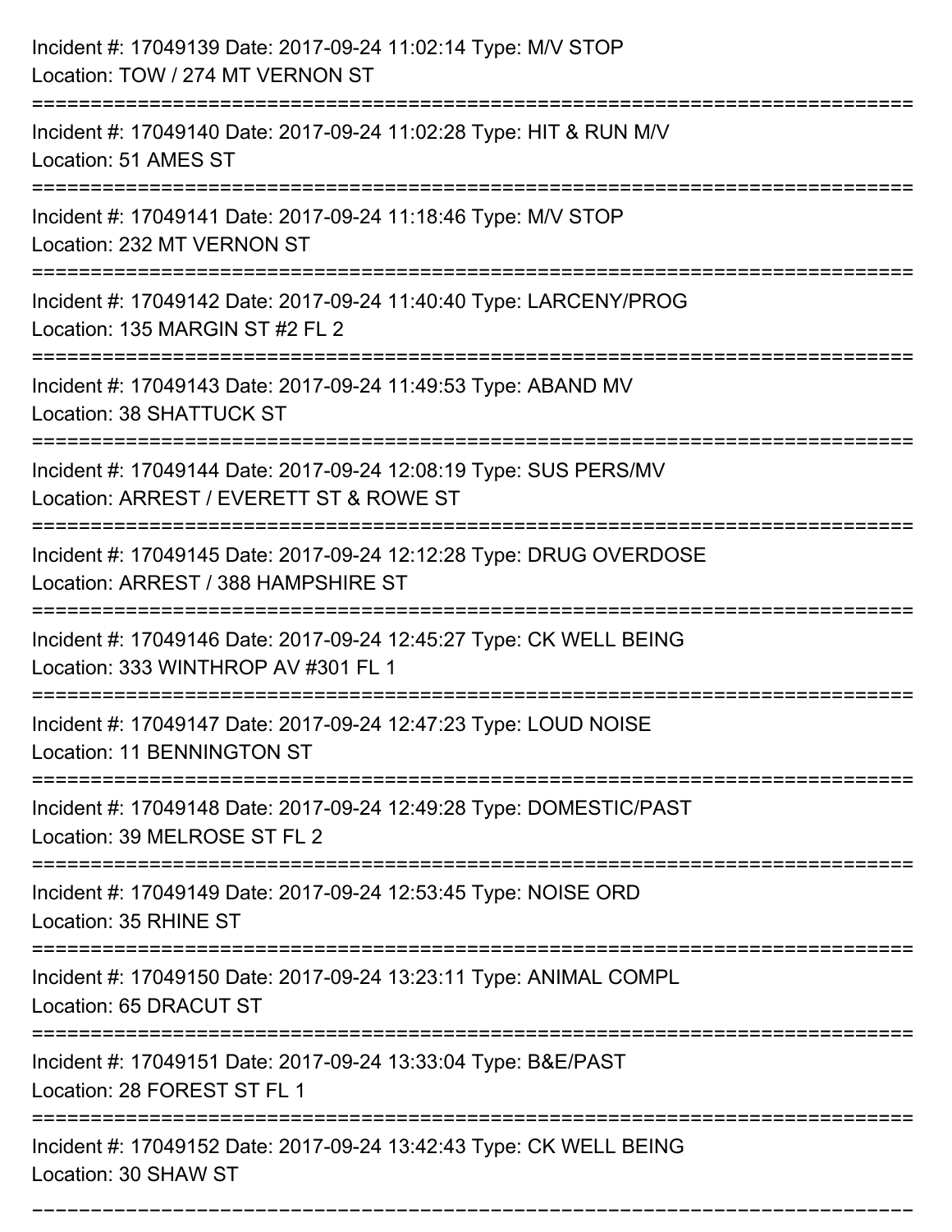Incident #: 17049139 Date: 2017-09-24 11:02:14 Type: M/V STOP
Location: TOW / 274 MT VERNON ST

===========================================================================

Incident #: 17049140 Date: 2017-09-24 11:02:28 Type: HIT & RUN M/V
Location: 51 AMES ST

===========================================================================

Incident #: 17049141 Date: 2017-09-24 11:18:46 Type: M/V STOP
Location: 232 MT VERNON ST

===========================================================================

Incident #: 17049142 Date: 2017-09-24 11:40:40 Type: LARCENY/PROG
Location: 135 MARGIN ST #2 FL 2

===========================================================================

Incident #: 17049143 Date: 2017-09-24 11:49:53 Type: ABAND MV
Location: 38 SHATTUCK ST

===========================================================================

Incident #: 17049144 Date: 2017-09-24 12:08:19 Type: SUS PERS/MV
Location: ARREST / EVERETT ST & ROWE ST

===========================================================================

Incident #: 17049145 Date: 2017-09-24 12:12:28 Type: DRUG OVERDOSE
Location: ARREST / 388 HAMPSHIRE ST

===========================================================================

Incident #: 17049146 Date: 2017-09-24 12:45:27 Type: CK WELL BEING
Location: 333 WINTHROP AV #301 FL 1

===========================================================================

Incident #: 17049147 Date: 2017-09-24 12:47:23 Type: LOUD NOISE
Location: 11 BENNINGTON ST

===========================================================================

Incident #: 17049148 Date: 2017-09-24 12:49:28 Type: DOMESTIC/PAST
Location: 39 MELROSE ST FL 2

===========================================================================

Incident #: 17049149 Date: 2017-09-24 12:53:45 Type: NOISE ORD
Location: 35 RHINE ST

===========================================================================

Incident #: 17049150 Date: 2017-09-24 13:23:11 Type: ANIMAL COMPL
Location: 65 DRACUT ST

===========================================================================

Incident #: 17049151 Date: 2017-09-24 13:33:04 Type: B&E/PAST
Location: 28 FOREST ST FL 1

===========================================================================

Incident #: 17049152 Date: 2017-09-24 13:42:43 Type: CK WELL BEING
Location: 30 SHAW ST

===========================================================================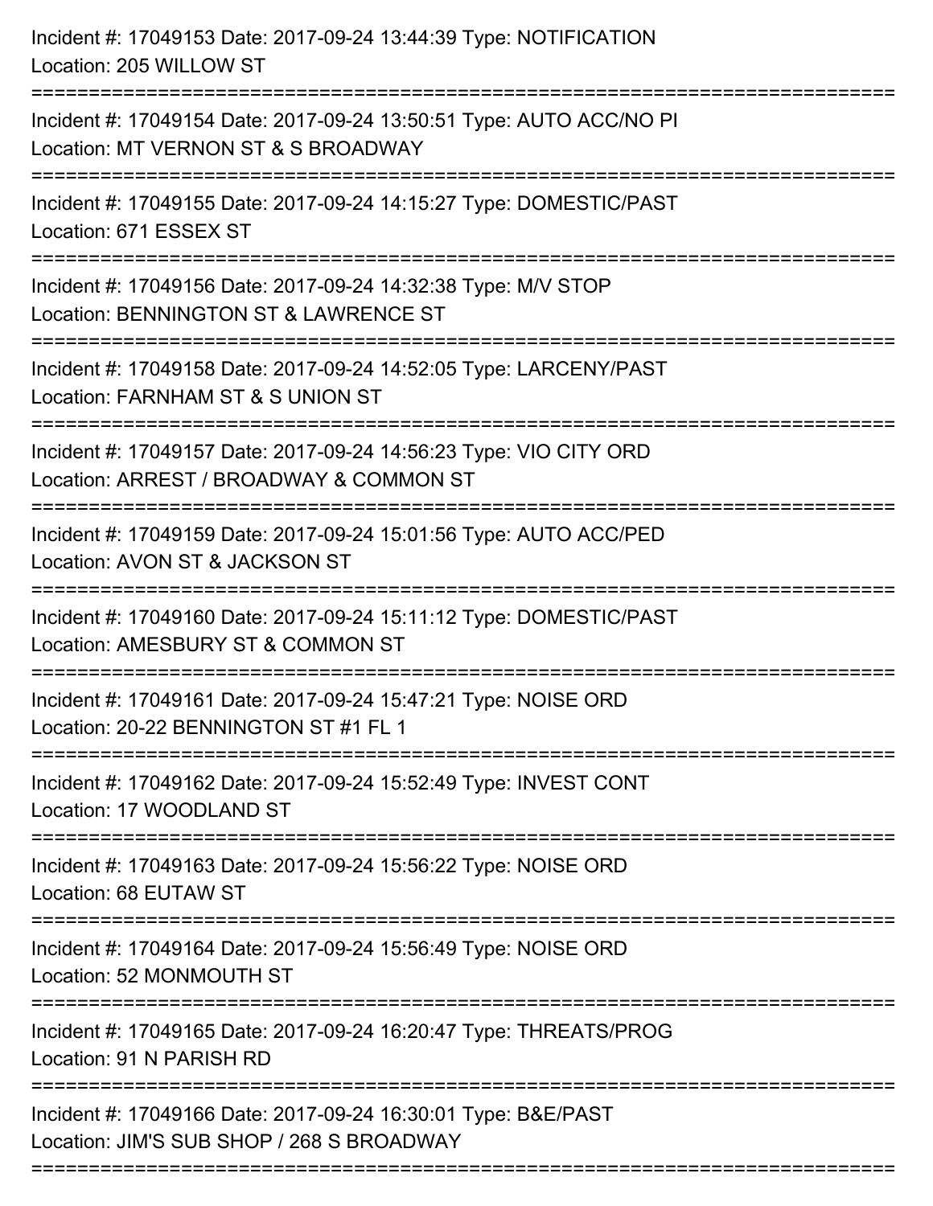Incident #: 17049153 Date: 2017-09-24 13:44:39 Type: NOTIFICATION
Location: 205 WILLOW ST

===========================================================================

Incident #: 17049154 Date: 2017-09-24 13:50:51 Type: AUTO ACC/NO PI
Location: MT VERNON ST & S BROADWAY

===========================================================================

Incident #: 17049155 Date: 2017-09-24 14:15:27 Type: DOMESTIC/PAST
Location: 671 ESSEX ST

===========================================================================

Incident #: 17049156 Date: 2017-09-24 14:32:38 Type: M/V STOP
Location: BENNINGTON ST & LAWRENCE ST

===========================================================================

Incident #: 17049158 Date: 2017-09-24 14:52:05 Type: LARCENY/PAST
Location: FARNHAM ST & S UNION ST

===========================================================================

Incident #: 17049157 Date: 2017-09-24 14:56:23 Type: VIO CITY ORD
Location: ARREST / BROADWAY & COMMON ST

===========================================================================

Incident #: 17049159 Date: 2017-09-24 15:01:56 Type: AUTO ACC/PED
Location: AVON ST & JACKSON ST

===========================================================================

Incident #: 17049160 Date: 2017-09-24 15:11:12 Type: DOMESTIC/PAST
Location: AMESBURY ST & COMMON ST

===========================================================================

Incident #: 17049161 Date: 2017-09-24 15:47:21 Type: NOISE ORD
Location: 20-22 BENNINGTON ST #1 FL 1

===========================================================================

Incident #: 17049162 Date: 2017-09-24 15:52:49 Type: INVEST CONT
Location: 17 WOODLAND ST

===========================================================================

Incident #: 17049163 Date: 2017-09-24 15:56:22 Type: NOISE ORD
Location: 68 EUTAW ST

===========================================================================

Incident #: 17049164 Date: 2017-09-24 15:56:49 Type: NOISE ORD
Location: 52 MONMOUTH ST

===========================================================================

Incident #: 17049165 Date: 2017-09-24 16:20:47 Type: THREATS/PROG
Location: 91 N PARISH RD

===========================================================================

Incident #: 17049166 Date: 2017-09-24 16:30:01 Type: B&E/PAST
Location: JIM'S SUB SHOP / 268 S BROADWAY

===========================================================================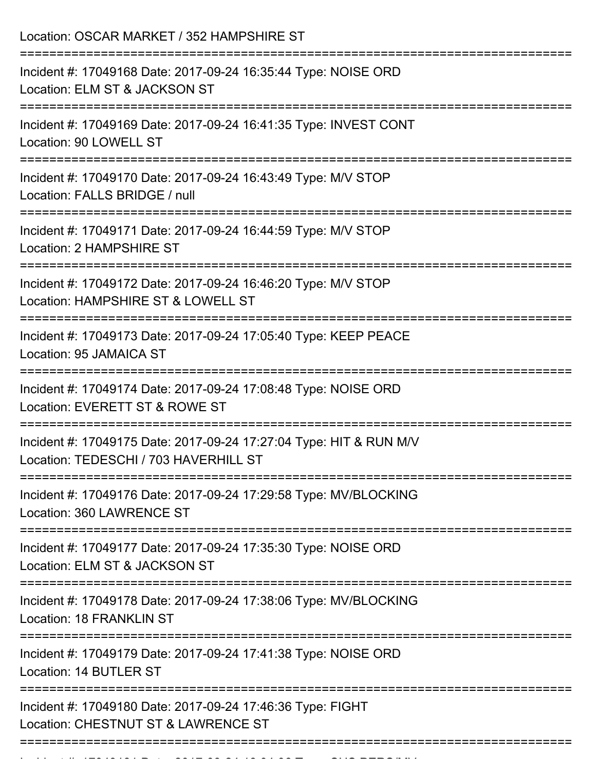Location: OSCAR MARKET / 352 HAMPSHIRE ST

===========================================================================

Incident #: 17049168 Date: 2017-09-24 16:35:44 Type: NOISE ORD
Location: ELM ST & JACKSON ST

===========================================================================

Incident #: 17049169 Date: 2017-09-24 16:41:35 Type: INVEST CONT
Location: 90 LOWELL ST

===========================================================================

Incident #: 17049170 Date: 2017-09-24 16:43:49 Type: M/V STOP
Location: FALLS BRIDGE / null

===========================================================================

Incident #: 17049171 Date: 2017-09-24 16:44:59 Type: M/V STOP
Location: 2 HAMPSHIRE ST

===========================================================================

Incident #: 17049172 Date: 2017-09-24 16:46:20 Type: M/V STOP
Location: HAMPSHIRE ST & LOWELL ST

===========================================================================

Incident #: 17049173 Date: 2017-09-24 17:05:40 Type: KEEP PEACE
Location: 95 JAMAICA ST

===========================================================================

Incident #: 17049174 Date: 2017-09-24 17:08:48 Type: NOISE ORD
Location: EVERETT ST & ROWE ST

===========================================================================

Incident #: 17049175 Date: 2017-09-24 17:27:04 Type: HIT & RUN M/V
Location: TEDESCHI / 703 HAVERHILL ST

===========================================================================

Incident #: 17049176 Date: 2017-09-24 17:29:58 Type: MV/BLOCKING
Location: 360 LAWRENCE ST

===========================================================================

Incident #: 17049177 Date: 2017-09-24 17:35:30 Type: NOISE ORD
Location: ELM ST & JACKSON ST

===========================================================================

Incident #: 17049178 Date: 2017-09-24 17:38:06 Type: MV/BLOCKING
Location: 18 FRANKLIN ST

===========================================================================

Incident #: 17049179 Date: 2017-09-24 17:41:38 Type: NOISE ORD
Location: 14 BUTLER ST

===========================================================================

Incident #: 17049180 Date: 2017-09-24 17:46:36 Type: FIGHT
Location: CHESTNUT ST & LAWRENCE ST

===========================================================================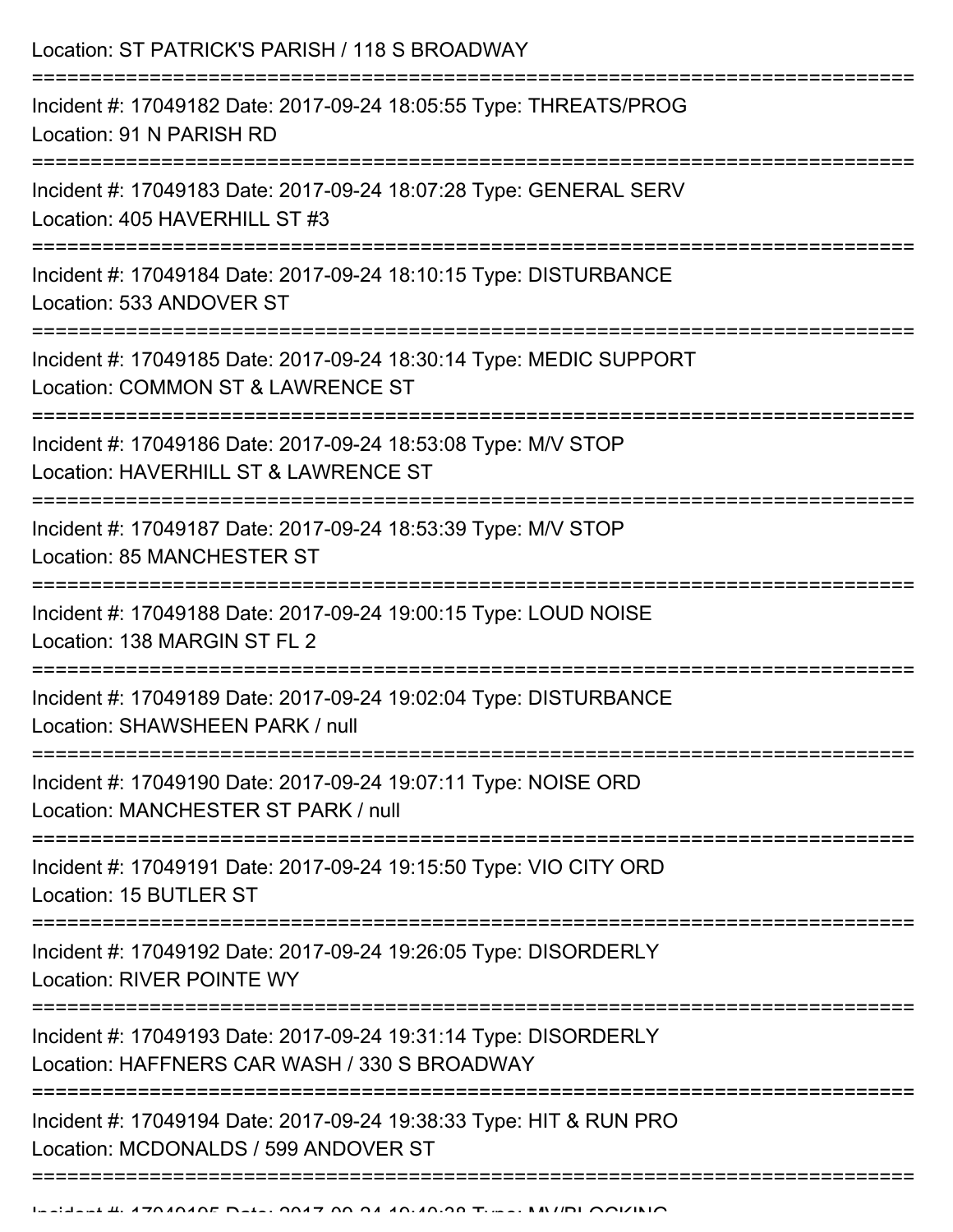Location: ST PATRICK'S PARISH / 118 S BROADWAY

===========================================================================

Incident #: 17049182 Date: 2017-09-24 18:05:55 Type: THREATS/PROG
Location: 91 N PARISH RD

===========================================================================

Incident #: 17049183 Date: 2017-09-24 18:07:28 Type: GENERAL SERV
Location: 405 HAVERHILL ST #3

===========================================================================

Incident #: 17049184 Date: 2017-09-24 18:10:15 Type: DISTURBANCE
Location: 533 ANDOVER ST

===========================================================================

Incident #: 17049185 Date: 2017-09-24 18:30:14 Type: MEDIC SUPPORT
Location: COMMON ST & LAWRENCE ST

===========================================================================

Incident #: 17049186 Date: 2017-09-24 18:53:08 Type: M/V STOP
Location: HAVERHILL ST & LAWRENCE ST

===========================================================================

Incident #: 17049187 Date: 2017-09-24 18:53:39 Type: M/V STOP
Location: 85 MANCHESTER ST

===========================================================================

Incident #: 17049188 Date: 2017-09-24 19:00:15 Type: LOUD NOISE
Location: 138 MARGIN ST FL 2

===========================================================================

Incident #: 17049189 Date: 2017-09-24 19:02:04 Type: DISTURBANCE
Location: SHAWSHEEN PARK / null

===========================================================================

Incident #: 17049190 Date: 2017-09-24 19:07:11 Type: NOISE ORD
Location: MANCHESTER ST PARK / null

===========================================================================

Incident #: 17049191 Date: 2017-09-24 19:15:50 Type: VIO CITY ORD
Location: 15 BUTLER ST

===========================================================================

Incident #: 17049192 Date: 2017-09-24 19:26:05 Type: DISORDERLY
Location: RIVER POINTE WY

===========================================================================

Incident #: 17049193 Date: 2017-09-24 19:31:14 Type: DISORDERLY
Location: HAFFNERS CAR WASH / 330 S BROADWAY

===========================================================================

Incident #: 17049194 Date: 2017-09-24 19:38:33 Type: HIT & RUN PRO
Location: MCDONALDS / 599 ANDOVER ST

===========================================================================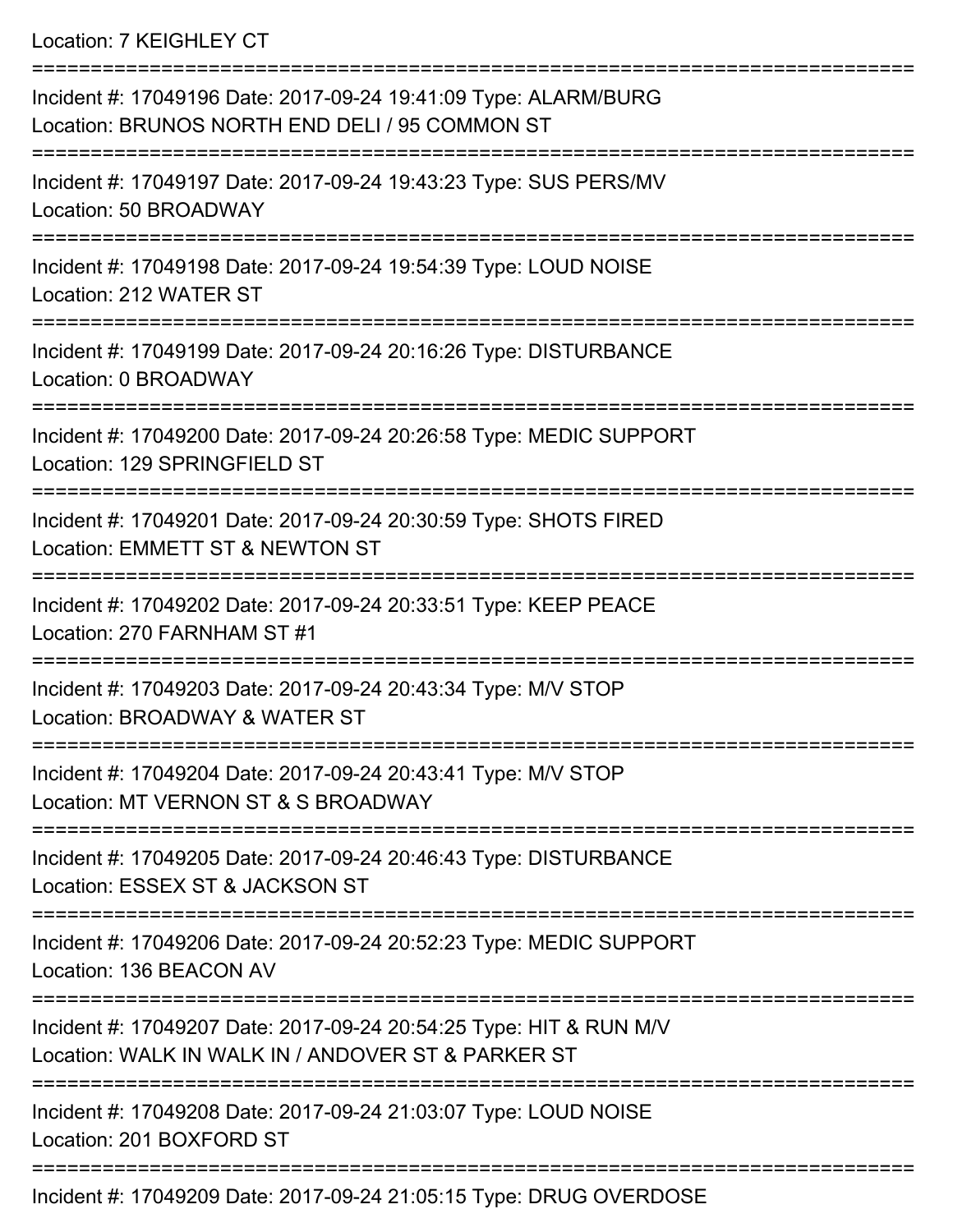Location: 7 KEIGHLEY CT

===========================================================================

Incident #: 17049196 Date: 2017-09-24 19:41:09 Type: ALARM/BURG
Location: BRUNOS NORTH END DELI / 95 COMMON ST

===========================================================================

Incident #: 17049197 Date: 2017-09-24 19:43:23 Type: SUS PERS/MV
Location: 50 BROADWAY

===========================================================================

Incident #: 17049198 Date: 2017-09-24 19:54:39 Type: LOUD NOISE
Location: 212 WATER ST

===========================================================================

Incident #: 17049199 Date: 2017-09-24 20:16:26 Type: DISTURBANCE
Location: 0 BROADWAY

===========================================================================

Incident #: 17049200 Date: 2017-09-24 20:26:58 Type: MEDIC SUPPORT
Location: 129 SPRINGFIELD ST

===========================================================================

Incident #: 17049201 Date: 2017-09-24 20:30:59 Type: SHOTS FIRED
Location: EMMETT ST & NEWTON ST

===========================================================================

Incident #: 17049202 Date: 2017-09-24 20:33:51 Type: KEEP PEACE
Location: 270 FARNHAM ST #1

===========================================================================

Incident #: 17049203 Date: 2017-09-24 20:43:34 Type: M/V STOP
Location: BROADWAY & WATER ST

===========================================================================

Incident #: 17049204 Date: 2017-09-24 20:43:41 Type: M/V STOP
Location: MT VERNON ST & S BROADWAY

===========================================================================

Incident #: 17049205 Date: 2017-09-24 20:46:43 Type: DISTURBANCE
Location: ESSEX ST & JACKSON ST

===========================================================================

Incident #: 17049206 Date: 2017-09-24 20:52:23 Type: MEDIC SUPPORT
Location: 136 BEACON AV

===========================================================================

Incident #: 17049207 Date: 2017-09-24 20:54:25 Type: HIT & RUN M/V
Location: WALK IN WALK IN / ANDOVER ST & PARKER ST

===========================================================================

Incident #: 17049208 Date: 2017-09-24 21:03:07 Type: LOUD NOISE
Location: 201 BOXFORD ST

===========================================================================

Incident #: 17049209 Date: 2017-09-24 21:05:15 Type: DRUG OVERDOSE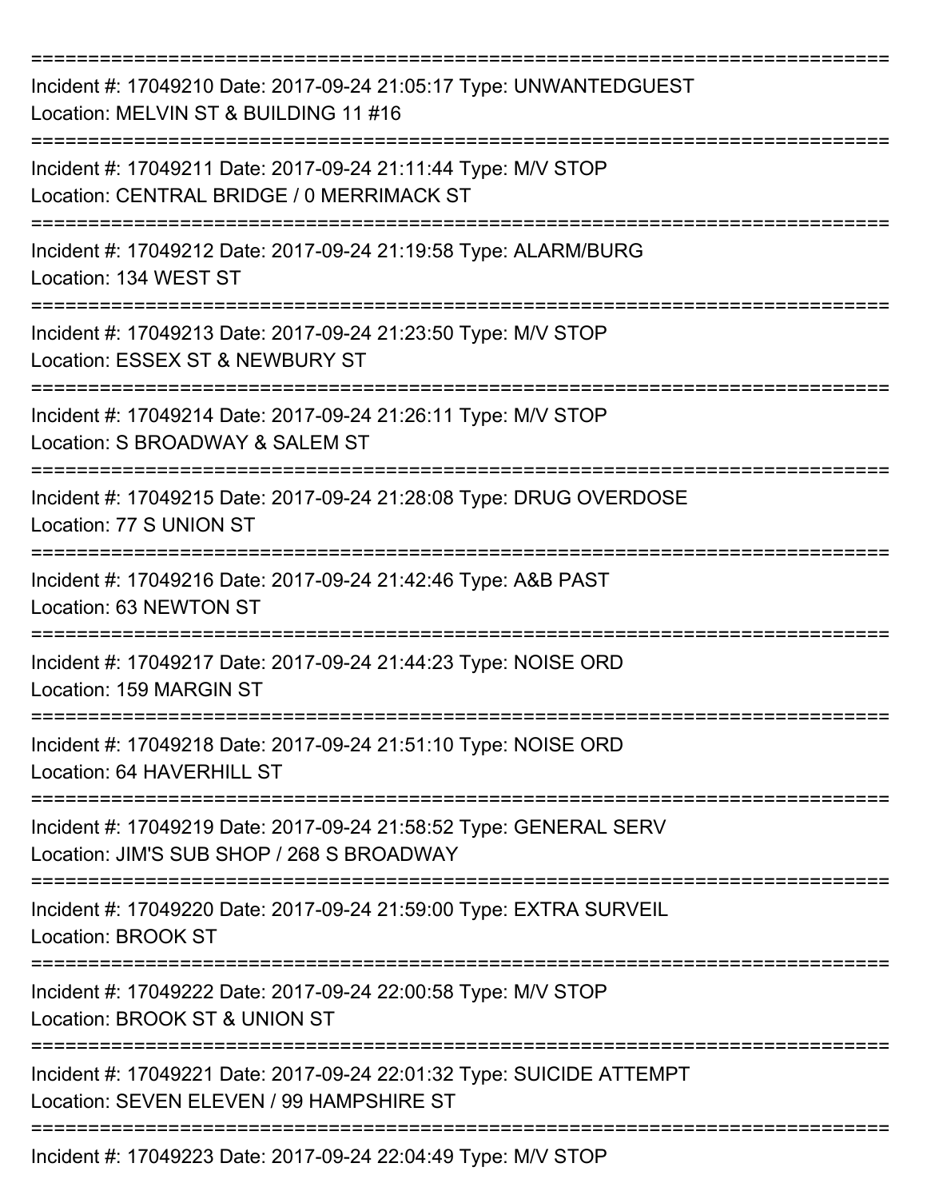===========================================================================

Incident #: 17049210 Date: 2017-09-24 21:05:17 Type: UNWANTEDGUEST
Location: MELVIN ST & BUILDING 11 #16

===========================================================================

Incident #: 17049211 Date: 2017-09-24 21:11:44 Type: M/V STOP
Location: CENTRAL BRIDGE / 0 MERRIMACK ST

===========================================================================

Incident #: 17049212 Date: 2017-09-24 21:19:58 Type: ALARM/BURG
Location: 134 WEST ST

===========================================================================

Incident #: 17049213 Date: 2017-09-24 21:23:50 Type: M/V STOP
Location: ESSEX ST & NEWBURY ST

===========================================================================

Incident #: 17049214 Date: 2017-09-24 21:26:11 Type: M/V STOP
Location: S BROADWAY & SALEM ST

===========================================================================

Incident #: 17049215 Date: 2017-09-24 21:28:08 Type: DRUG OVERDOSE
Location: 77 S UNION ST

===========================================================================

Incident #: 17049216 Date: 2017-09-24 21:42:46 Type: A&B PAST
Location: 63 NEWTON ST

===========================================================================

Incident #: 17049217 Date: 2017-09-24 21:44:23 Type: NOISE ORD
Location: 159 MARGIN ST

===========================================================================

Incident #: 17049218 Date: 2017-09-24 21:51:10 Type: NOISE ORD
Location: 64 HAVERHILL ST

===========================================================================

Incident #: 17049219 Date: 2017-09-24 21:58:52 Type: GENERAL SERV
Location: JIM'S SUB SHOP / 268 S BROADWAY

===========================================================================

Incident #: 17049220 Date: 2017-09-24 21:59:00 Type: EXTRA SURVEIL
Location: BROOK ST

===========================================================================

Incident #: 17049222 Date: 2017-09-24 22:00:58 Type: M/V STOP
Location: BROOK ST & UNION ST

===========================================================================

Incident #: 17049221 Date: 2017-09-24 22:01:32 Type: SUICIDE ATTEMPT
Location: SEVEN ELEVEN / 99 HAMPSHIRE ST

===========================================================================

Incident #: 17049223 Date: 2017-09-24 22:04:49 Type: M/V STOP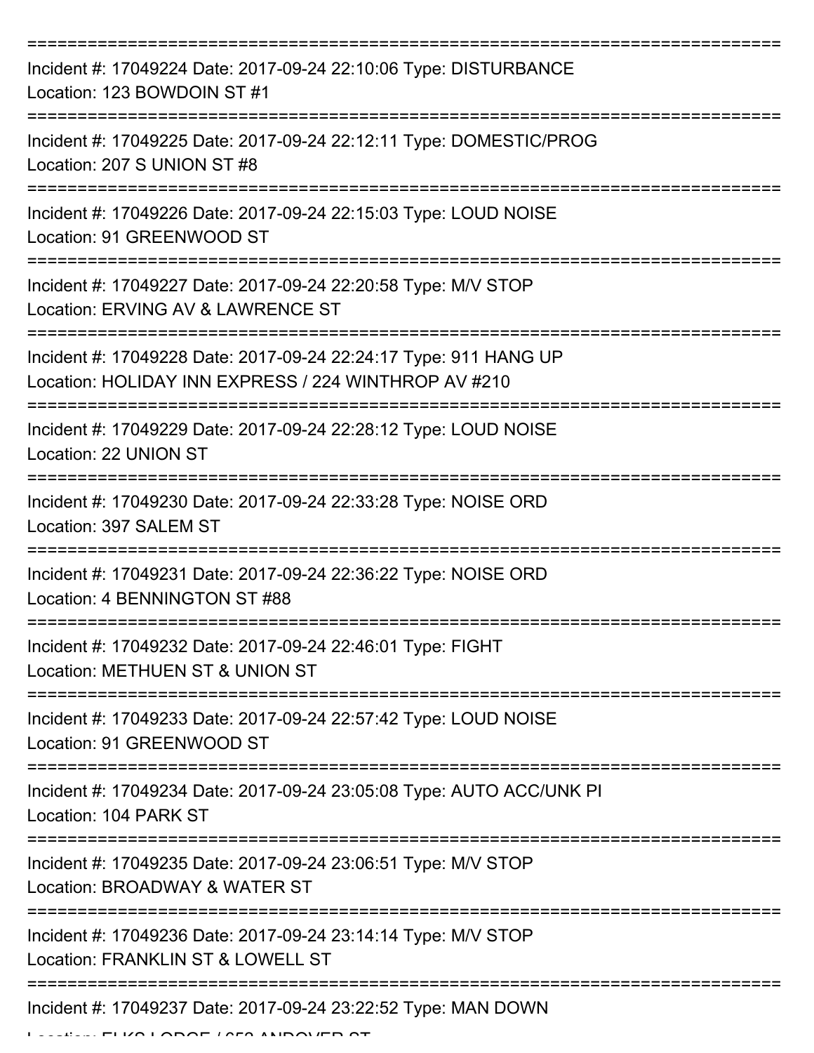===========================================================================

Incident #: 17049224 Date: 2017-09-24 22:10:06 Type: DISTURBANCE

Location: 123 BOWDOIN ST #1

===========================================================================

Incident #: 17049225 Date: 2017-09-24 22:12:11 Type: DOMESTIC/PROG

Location: 207 S UNION ST #8

===========================================================================

Incident #: 17049226 Date: 2017-09-24 22:15:03 Type: LOUD NOISE

Location: 91 GREENWOOD ST

===========================================================================

Incident #: 17049227 Date: 2017-09-24 22:20:58 Type: M/V STOP

Location: ERVING AV & LAWRENCE ST

===========================================================================

Incident #: 17049228 Date: 2017-09-24 22:24:17 Type: 911 HANG UP

Location: HOLIDAY INN EXPRESS / 224 WINTHROP AV #210

===========================================================================

Incident #: 17049229 Date: 2017-09-24 22:28:12 Type: LOUD NOISE

Location: 22 UNION ST

===========================================================================

Incident #: 17049230 Date: 2017-09-24 22:33:28 Type: NOISE ORD

Location: 397 SALEM ST

===========================================================================

Incident #: 17049231 Date: 2017-09-24 22:36:22 Type: NOISE ORD

Location: 4 BENNINGTON ST #88

===========================================================================

Incident #: 17049232 Date: 2017-09-24 22:46:01 Type: FIGHT

Location: METHUEN ST & UNION ST

===========================================================================

Incident #: 17049233 Date: 2017-09-24 22:57:42 Type: LOUD NOISE

Location: 91 GREENWOOD ST

===========================================================================

Incident #: 17049234 Date: 2017-09-24 23:05:08 Type: AUTO ACC/UNK PI

Location: 104 PARK ST

===========================================================================

Incident #: 17049235 Date: 2017-09-24 23:06:51 Type: M/V STOP

Location: BROADWAY & WATER ST

===========================================================================

Incident #: 17049236 Date: 2017-09-24 23:14:14 Type: M/V STOP

Location: FRANKLIN ST & LOWELL ST

===========================================================================

Incident #: 17049237 Date: 2017-09-24 23:22:52 Type: MAN DOWN

Location: ELKS LODGE / 652 ANDOVER ST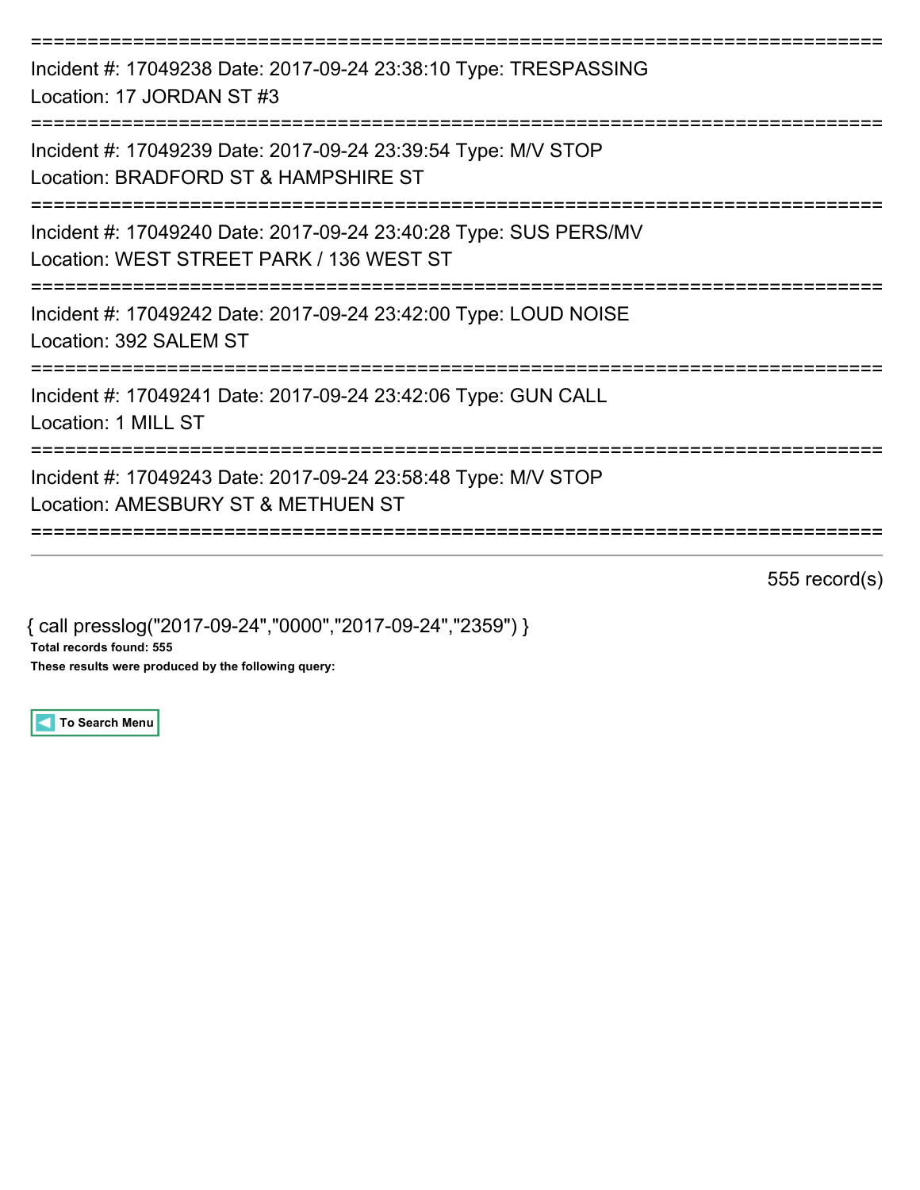===========================================================================

Incident #: 17049238 Date: 2017-09-24 23:38:10 Type: TRESPASSING
Location: 17 JORDAN ST #3

===========================================================================

Incident #: 17049239 Date: 2017-09-24 23:39:54 Type: M/V STOP
Location: BRADFORD ST & HAMPSHIRE ST

===========================================================================

Incident #: 17049240 Date: 2017-09-24 23:40:28 Type: SUS PERS/MV
Location: WEST STREET PARK / 136 WEST ST

===========================================================================

Incident #: 17049242 Date: 2017-09-24 23:42:00 Type: LOUD NOISE
Location: 392 SALEM ST

===========================================================================

Incident #: 17049241 Date: 2017-09-24 23:42:06 Type: GUN CALL
Location: 1 MILL ST

===========================================================================

Incident #: 17049243 Date: 2017-09-24 23:58:48 Type: M/V STOP
Location: AMESBURY ST & METHUEN ST

===========================================================================

555 record(s)

{ call presslog("2017-09-24","0000","2017-09-24","2359") }

**Total records found: 555**

**These results were produced by the following query:**

To Search Menu